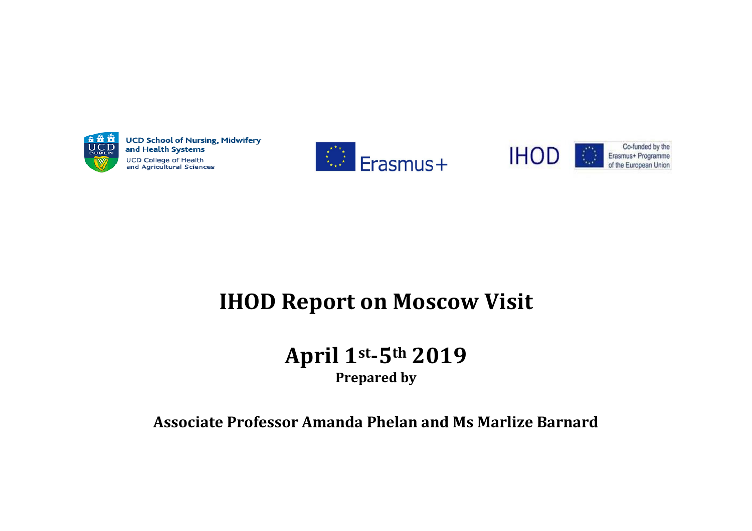UCD School of Nursing, Midwifery and Health Systems

UCD College of Health and Agricultural Sciences

Erasmus+

IHOD

Co-funded by the Erasmus+ Programme of the European Union

# IHOD Report on Moscow Visit

## April 1st-5th 2019

**Prepared by**

**Associate Professor Amanda Phelan and Ms Marlize Barnard**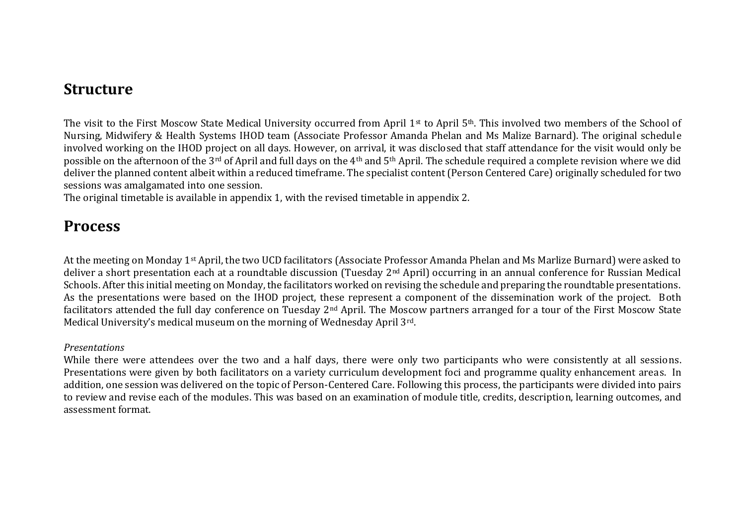# Structure

The visit to the First Moscow State Medical University occurred from April 1st to April 5th. This involved two members of the School of Nursing, Midwifery & Health Systems IHOD team (Associate Professor Amanda Phelan and Ms Malize Barnard). The original schedule involved working on the IHOD project on all days. However, on arrival, it was disclosed that staff attendance for the visit would only be possible on the afternoon of the 3rd of April and full days on the 4th and 5th April. The schedule required a complete revision where we did deliver the planned content albeit within a reduced timeframe. The specialist content (Person Centered Care) originally scheduled for two sessions was amalgamated into one session.
The original timetable is available in appendix 1, with the revised timetable in appendix 2.

# Process

At the meeting on Monday 1st April, the two UCD facilitators (Associate Professor Amanda Phelan and Ms Marlize Burnard) were asked to deliver a short presentation each at a roundtable discussion (Tuesday 2nd April) occurring in an annual conference for Russian Medical Schools. After this initial meeting on Monday, the facilitators worked on revising the schedule and preparing the roundtable presentations. As the presentations were based on the IHOD project, these represent a component of the dissemination work of the project. Both facilitators attended the full day conference on Tuesday 2nd April. The Moscow partners arranged for a tour of the First Moscow State Medical University's medical museum on the morning of Wednesday April 3rd.

*Presentations*
While there were attendees over the two and a half days, there were only two participants who were consistently at all sessions. Presentations were given by both facilitators on a variety curriculum development foci and programme quality enhancement areas. In addition, one session was delivered on the topic of Person-Centered Care. Following this process, the participants were divided into pairs to review and revise each of the modules. This was based on an examination of module title, credits, description, learning outcomes, and assessment format.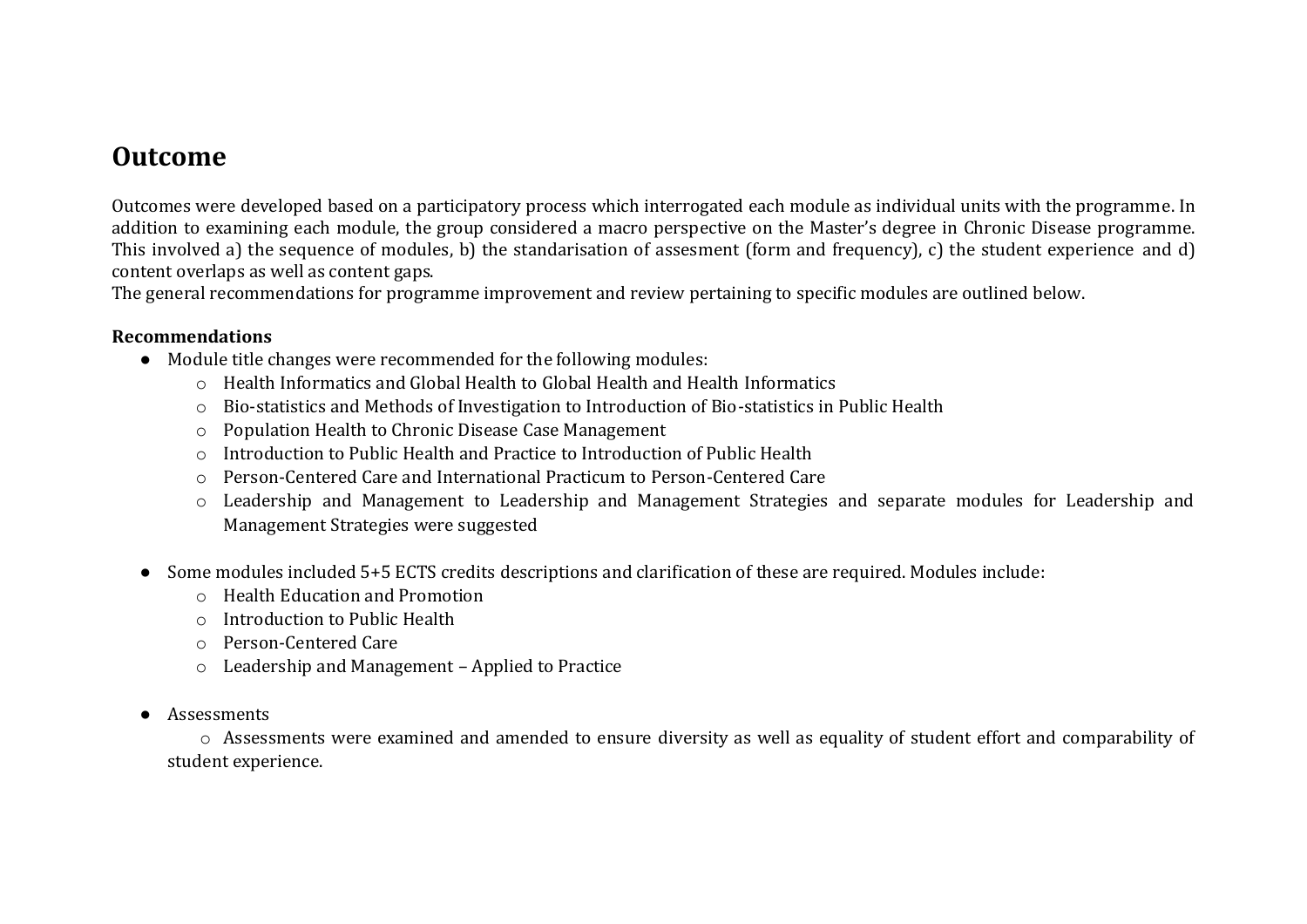# Outcome

Outcomes were developed based on a participatory process which interrogated each module as individual units with the programme. In addition to examining each module, the group considered a macro perspective on the Master's degree in Chronic Disease programme. This involved a) the sequence of modules, b) the standarisation of assesment (form and frequency), c) the student experience and d) content overlaps as well as content gaps.
The general recommendations for programme improvement and review pertaining to specific modules are outlined below.

**Recommendations**

- Module title changes were recommended for the following modules:
  - Health Informatics and Global Health to Global Health and Health Informatics
  - Bio-statistics and Methods of Investigation to Introduction of Bio-statistics in Public Health
  - Population Health to Chronic Disease Case Management
  - Introduction to Public Health and Practice to Introduction of Public Health
  - Person-Centered Care and International Practicum to Person-Centered Care
  - Leadership and Management to Leadership and Management Strategies and separate modules for Leadership and Management Strategies were suggested

- Some modules included 5+5 ECTS credits descriptions and clarification of these are required. Modules include:
  - Health Education and Promotion
  - Introduction to Public Health
  - Person-Centered Care
  - Leadership and Management – Applied to Practice

- Assessments
  - Assessments were examined and amended to ensure diversity as well as equality of student effort and comparability of student experience.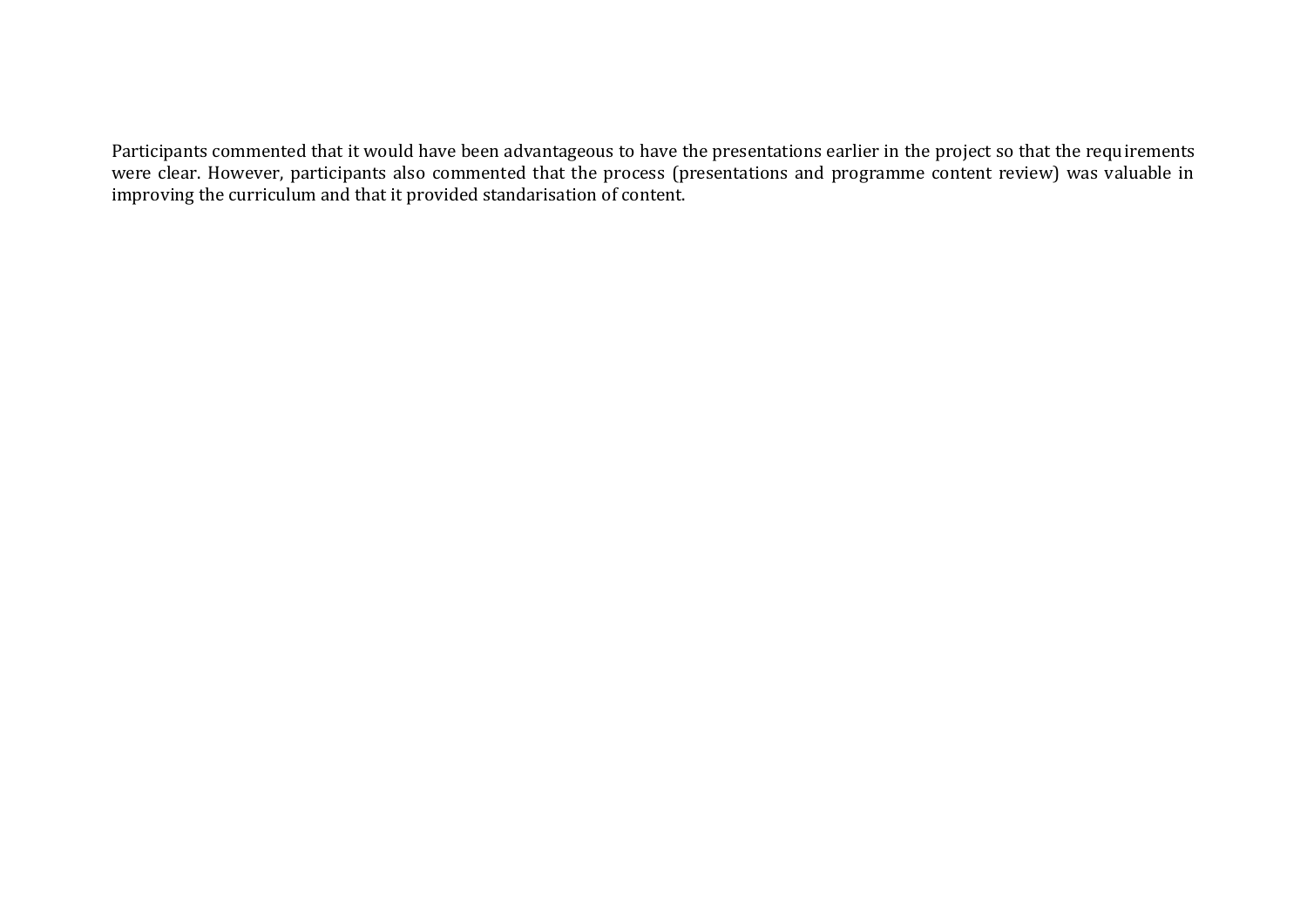Participants commented that it would have been advantageous to have the presentations earlier in the project so that the requirements were clear. However, participants also commented that the process (presentations and programme content review) was valuable in improving the curriculum and that it provided standarisation of content.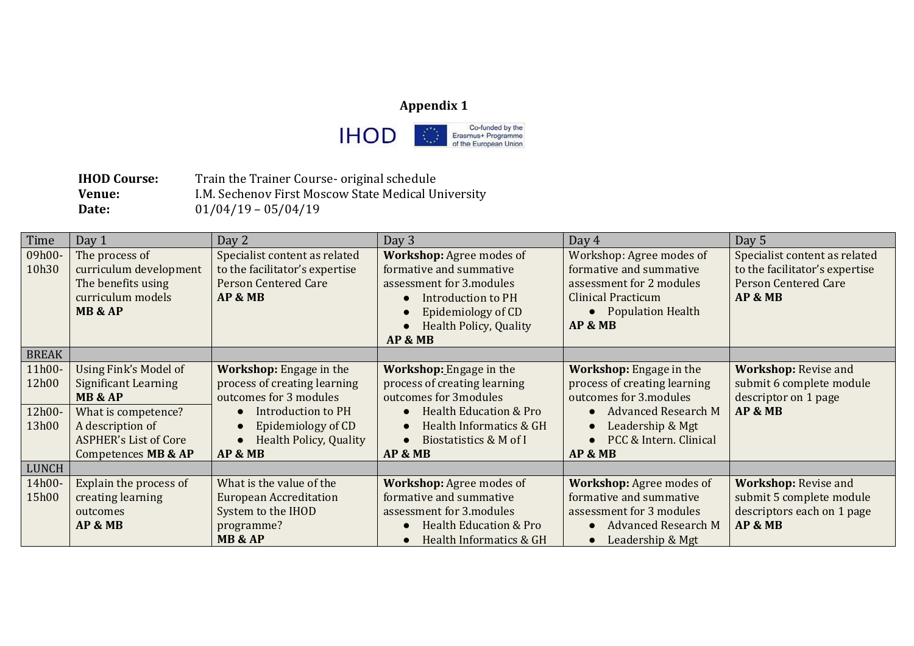**Appendix 1**

IHOD Co-funded by the Erasmus+ Programme of the European Union

**IHOD Course:** Train the Trainer Course- original schedule
**Venue:** I.M. Sechenov First Moscow State Medical University
**Date:** 01/04/19 – 05/04/19

| Time | Day 1 | Day 2 | Day 3 | Day 4 | Day 5 |
|---|---|---|---|---|---|
| 09h00-10h30 | The process of curriculum development The benefits using curriculum models **MB & AP** | Specialist content as related to the facilitator's expertise Person Centered Care **AP & MB** | **Workshop:** Agree modes of formative and summative assessment for 3.modules<br>• Introduction to PH<br>• Epidemiology of CD<br>• Health Policy, Quality<br>**AP & MB** | Workshop: Agree modes of formative and summative assessment for 2 modules Clinical Practicum<br>• Population Health<br>**AP & MB** | Specialist content as related to the facilitator's expertise Person Centered Care **AP & MB** |
| BREAK | | | | | |
| 11h00-12h00 | Using Fink's Model of Significant Learning **MB & AP** | **Workshop:** Engage in the process of creating learning outcomes for 3 modules<br>• Introduction to PH<br>• Epidemiology of CD<br>• Health Policy, Quality<br>**AP & MB** | **Workshop:** Engage in the process of creating learning outcomes for 3modules<br>• Health Education & Pro<br>• Health Informatics & GH<br>• Biostatistics & M of I<br>**AP & MB** | **Workshop:** Engage in the process of creating learning outcomes for 3.modules<br>• Advanced Research M<br>• Leadership & Mgt<br>• PCC & Intern. Clinical<br>**AP & MB** | **Workshop:** Revise and submit 6 complete module descriptor on 1 page **AP & MB** |
| 12h00-13h00 | What is competence? A description of ASPHER's List of Core Competences **MB & AP** | | | | |
| LUNCH | | | | | |
| 14h00-15h00 | Explain the process of creating learning outcomes **AP & MB** | What is the value of the European Accreditation System to the IHOD programme? **MB & AP** | **Workshop:** Agree modes of formative and summative assessment for 3.modules<br>• Health Education & Pro<br>• Health Informatics & GH | **Workshop:** Agree modes of formative and summative assessment for 3 modules<br>• Advanced Research M<br>• Leadership & Mgt | **Workshop:** Revise and submit 5 complete module descriptors each on 1 page **AP & MB** |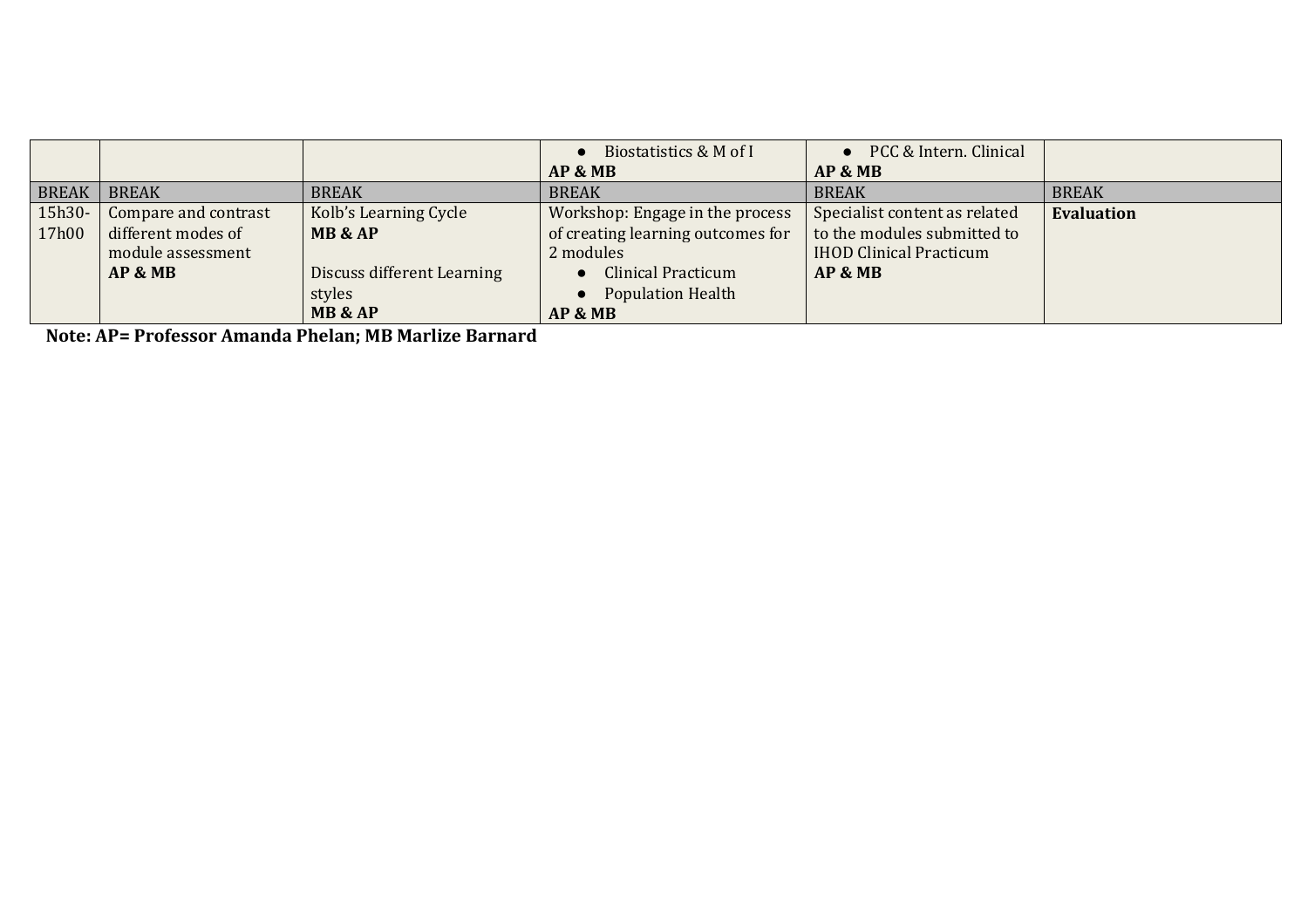| | | | | | |
|---|---|---|---|---|---|
| | | | • Biostatistics & M of I<br>**AP & MB** | • PCC & Intern. Clinical<br>**AP & MB** | |
| BREAK | BREAK | BREAK | BREAK | BREAK | BREAK |
| 15h30-17h00 | Compare and contrast different modes of module assessment<br>**AP & MB** | Kolb's Learning Cycle<br>**MB & AP**<br><br>Discuss different Learning styles<br>**MB & AP** | Workshop: Engage in the process of creating learning outcomes for 2 modules<br>• Clinical Practicum<br>• Population Health<br>**AP & MB** | Specialist content as related to the modules submitted to IHOD Clinical Practicum<br>**AP & MB** | **Evaluation** |

**Note: AP= Professor Amanda Phelan; MB Marlize Barnard**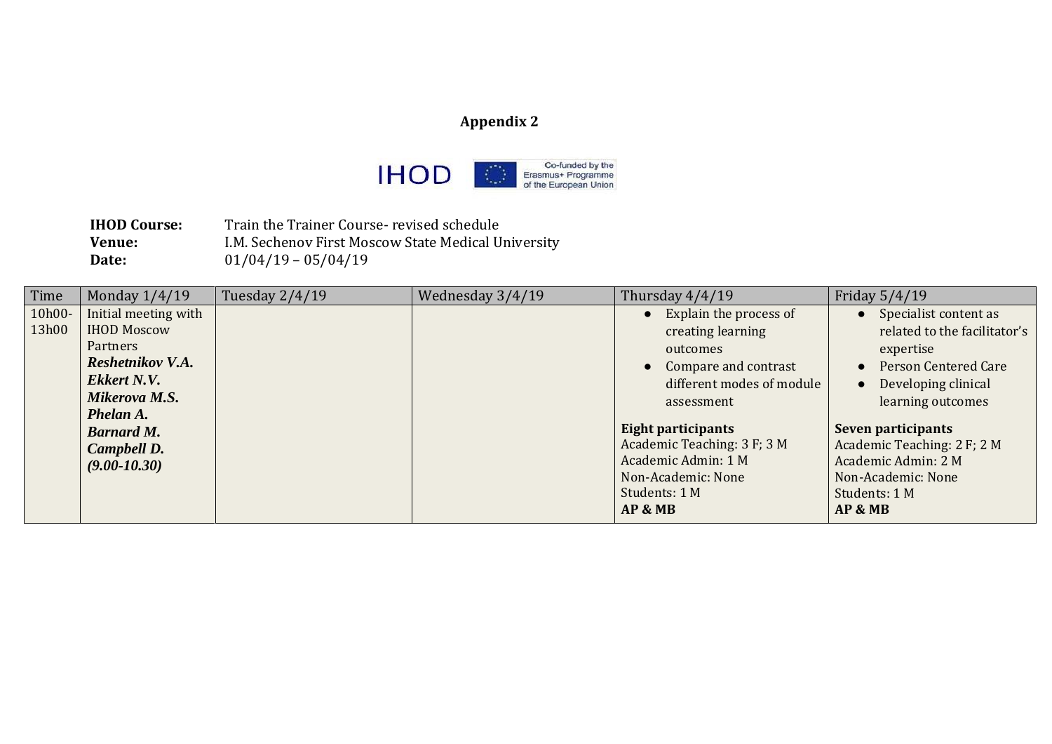# Appendix 2

IHOD — Co-funded by the Erasmus+ Programme of the European Union

**IHOD Course:** Train the Trainer Course- revised schedule
**Venue:** I.M. Sechenov First Moscow State Medical University
**Date:** 01/04/19 – 05/04/19

| Time | Monday 1/4/19 | Tuesday 2/4/19 | Wednesday 3/4/19 | Thursday 4/4/19 | Friday 5/4/19 |
|---|---|---|---|---|---|
| 10h00-13h00 | Initial meeting with IHOD Moscow Partners<br>***Reshetnikov V.A.***<br>***Ekkert N.V.***<br>***Mikerova M.S.***<br>***Phelan A.***<br>***Barnard M.***<br>***Campbell D.***<br>***(9.00-10.30)*** | | | • Explain the process of creating learning outcomes<br>• Compare and contrast different modes of module assessment<br><br>**Eight participants**<br>Academic Teaching: 3 F; 3 M<br>Academic Admin: 1 M<br>Non-Academic: None<br>Students: 1 M<br>**AP & MB** | • Specialist content as related to the facilitator's expertise<br>• Person Centered Care<br>• Developing clinical learning outcomes<br><br>**Seven participants**<br>Academic Teaching: 2 F; 2 M<br>Academic Admin: 2 M<br>Non-Academic: None<br>Students: 1 M<br>**AP & MB** |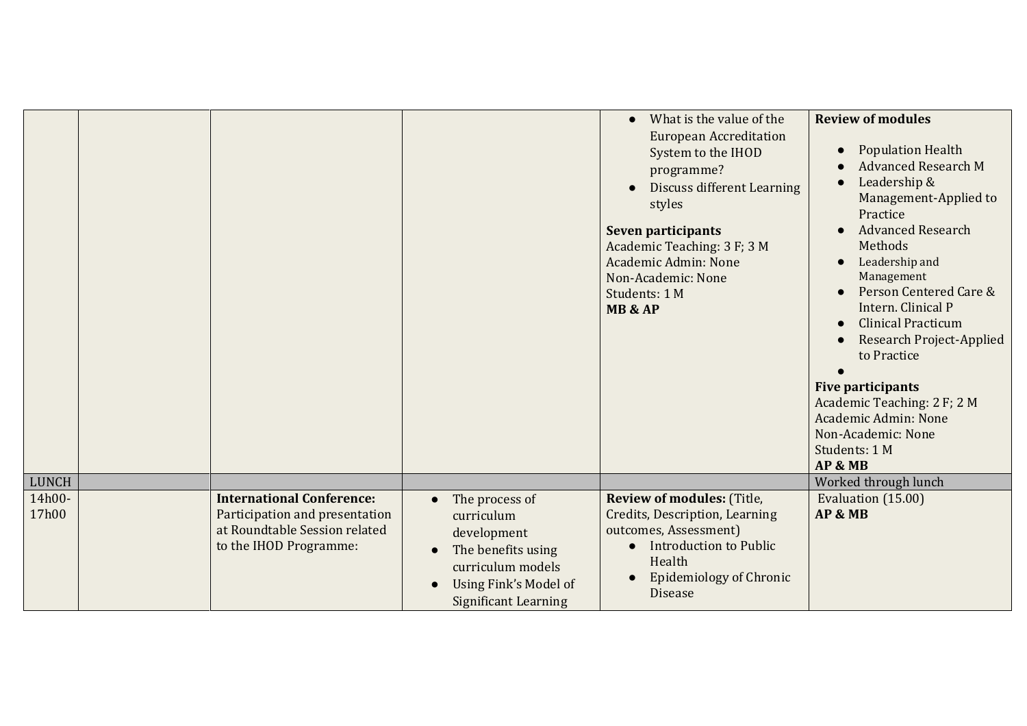| | | | | | |
|---|---|---|---|---|---|
| | | | | <ul><li>What is the value of the European Accreditation System to the IHOD programme?</li><li>Discuss different Learning styles</li></ul>**Seven participants**<br>Academic Teaching: 3 F; 3 M<br>Academic Admin: None<br>Non-Academic: None<br>Students: 1 M<br>**MB & AP** | **Review of modules**<ul><li>Population Health</li><li>Advanced Research M</li><li>Leadership & Management-Applied to Practice</li><li>Advanced Research Methods</li><li>Leadership and Management</li><li>Person Centered Care & Intern. Clinical P</li><li>Clinical Practicum</li><li>Research Project-Applied to Practice</li><li></li></ul>**Five participants**<br>Academic Teaching: 2 F; 2 M<br>Academic Admin: None<br>Non-Academic: None<br>Students: 1 M<br>**AP & MB** |
| LUNCH | | | | | Worked through lunch |
| 14h00-17h00 | | **International Conference:** Participation and presentation at Roundtable Session related to the IHOD Programme: | <ul><li>The process of curriculum development</li><li>The benefits using curriculum models</li><li>Using Fink's Model of Significant Learning</li></ul> | **Review of modules:** (Title, Credits, Description, Learning outcomes, Assessment)<ul><li>Introduction to Public Health</li><li>Epidemiology of Chronic Disease</li></ul> | Evaluation (15.00)<br>**AP & MB** |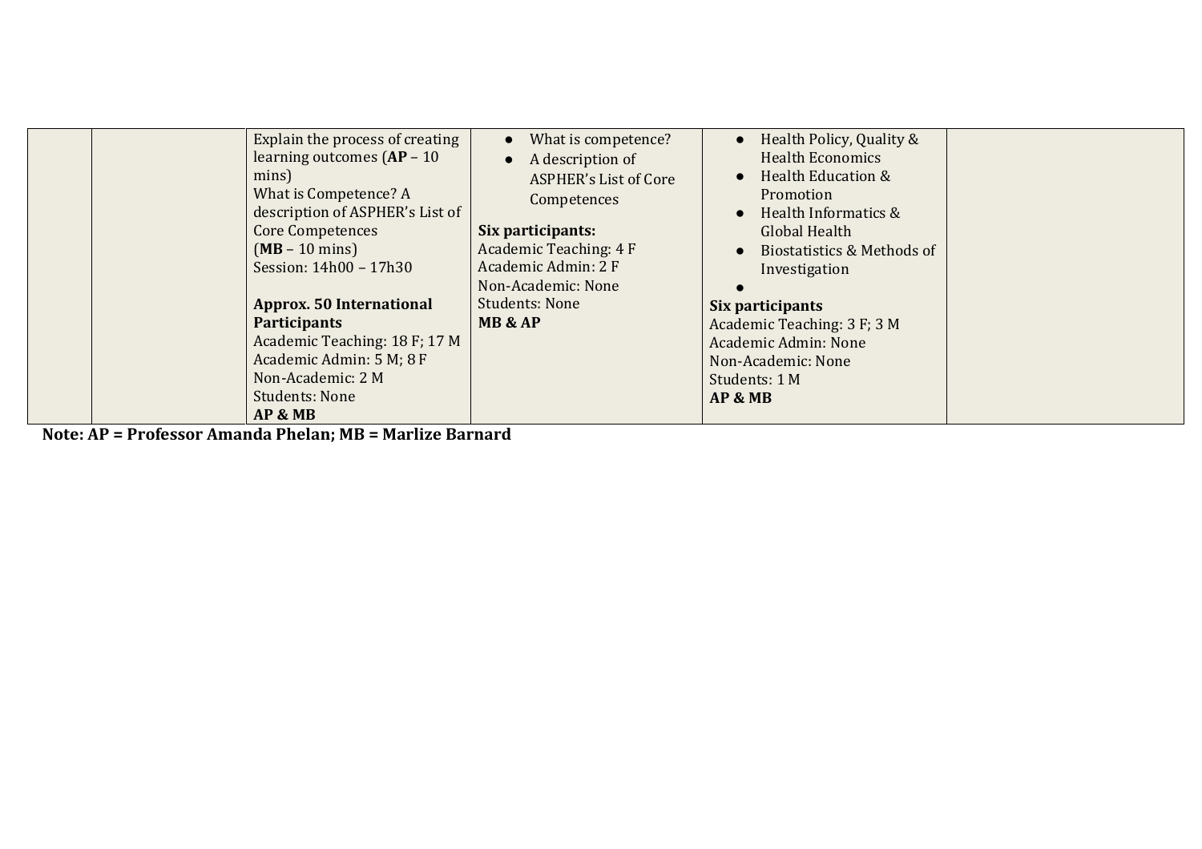| | | | | | |
|---|---|---|---|---|---|
| | | Explain the process of creating learning outcomes (**AP** – 10 mins)<br>What is Competence? A description of ASPHER's List of Core Competences<br>(**MB** – 10 mins)<br>Session: 14h00 – 17h30<br><br>**Approx. 50 International Participants**<br>Academic Teaching: 18 F; 17 M<br>Academic Admin: 5 M; 8 F<br>Non-Academic: 2 M<br>Students: None<br>**AP & MB** | • What is competence?<br>• A description of ASPHER's List of Core Competences<br><br>**Six participants:**<br>Academic Teaching: 4 F<br>Academic Admin: 2 F<br>Non-Academic: None<br>Students: None<br>**MB & AP** | • Health Policy, Quality & Health Economics<br>• Health Education & Promotion<br>• Health Informatics & Global Health<br>• Biostatistics & Methods of Investigation<br>•<br>**Six participants**<br>Academic Teaching: 3 F; 3 M<br>Academic Admin: None<br>Non-Academic: None<br>Students: 1 M<br>**AP & MB** | |

**Note: AP = Professor Amanda Phelan; MB = Marlize Barnard**